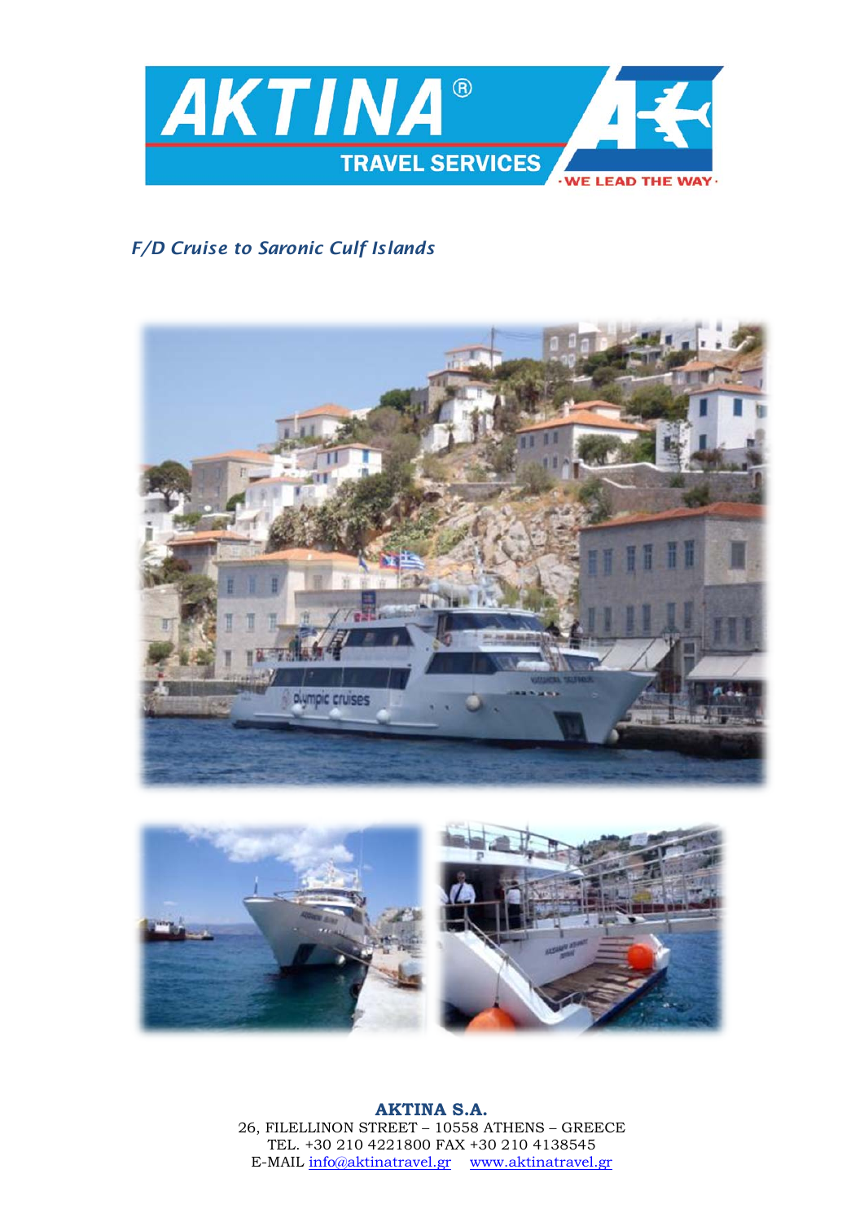# *F/D Cruise to Saronic Culf Islands*

**AKTINA S.A.**
26, FILELLINON STREET – 10558 ATHENS – GREECE
TEL. +30 210 4221800 FAX +30 210 4138545
E-MAIL info@aktinatravel.gr www.aktinatravel.gr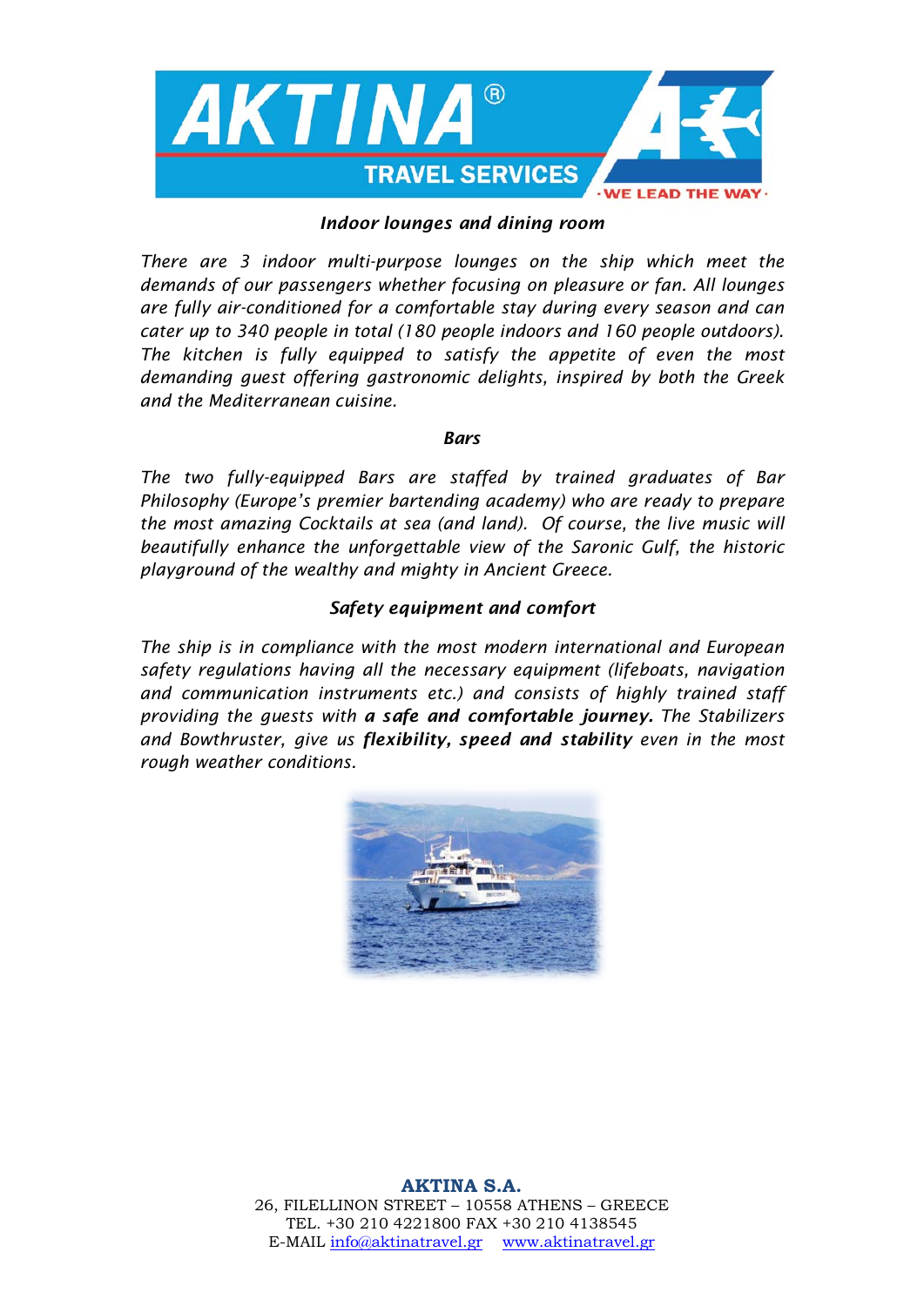### *Indoor lounges and dining room*

*There are 3 indoor multi-purpose lounges on the ship which meet the demands of our passengers whether focusing on pleasure or fan. All lounges are fully air-conditioned for a comfortable stay during every season and can cater up to 340 people in total (180 people indoors and 160 people outdoors). The kitchen is fully equipped to satisfy the appetite of even the most demanding guest offering gastronomic delights, inspired by both the Greek and the Mediterranean cuisine.*

### *Bars*

*The two fully-equipped Bars are staffed by trained graduates of Bar Philosophy (Europe's premier bartending academy) who are ready to prepare the most amazing Cocktails at sea (and land). Of course, the live music will beautifully enhance the unforgettable view of the Saronic Gulf, the historic playground of the wealthy and mighty in Ancient Greece.*

### *Safety equipment and comfort*

*The ship is in compliance with the most modern international and European safety regulations having all the necessary equipment (lifeboats, navigation and communication instruments etc.) and consists of highly trained staff providing the guests with **a safe and comfortable journey.** The Stabilizers and Bowthruster, give us **flexibility, speed and stability** even in the most rough weather conditions.*

**AKTINA S.A.**
26, FILELLINON STREET – 10558 ATHENS – GREECE
TEL. +30 210 4221800 FAX +30 210 4138545
E-MAIL info@aktinatravel.gr www.aktinatravel.gr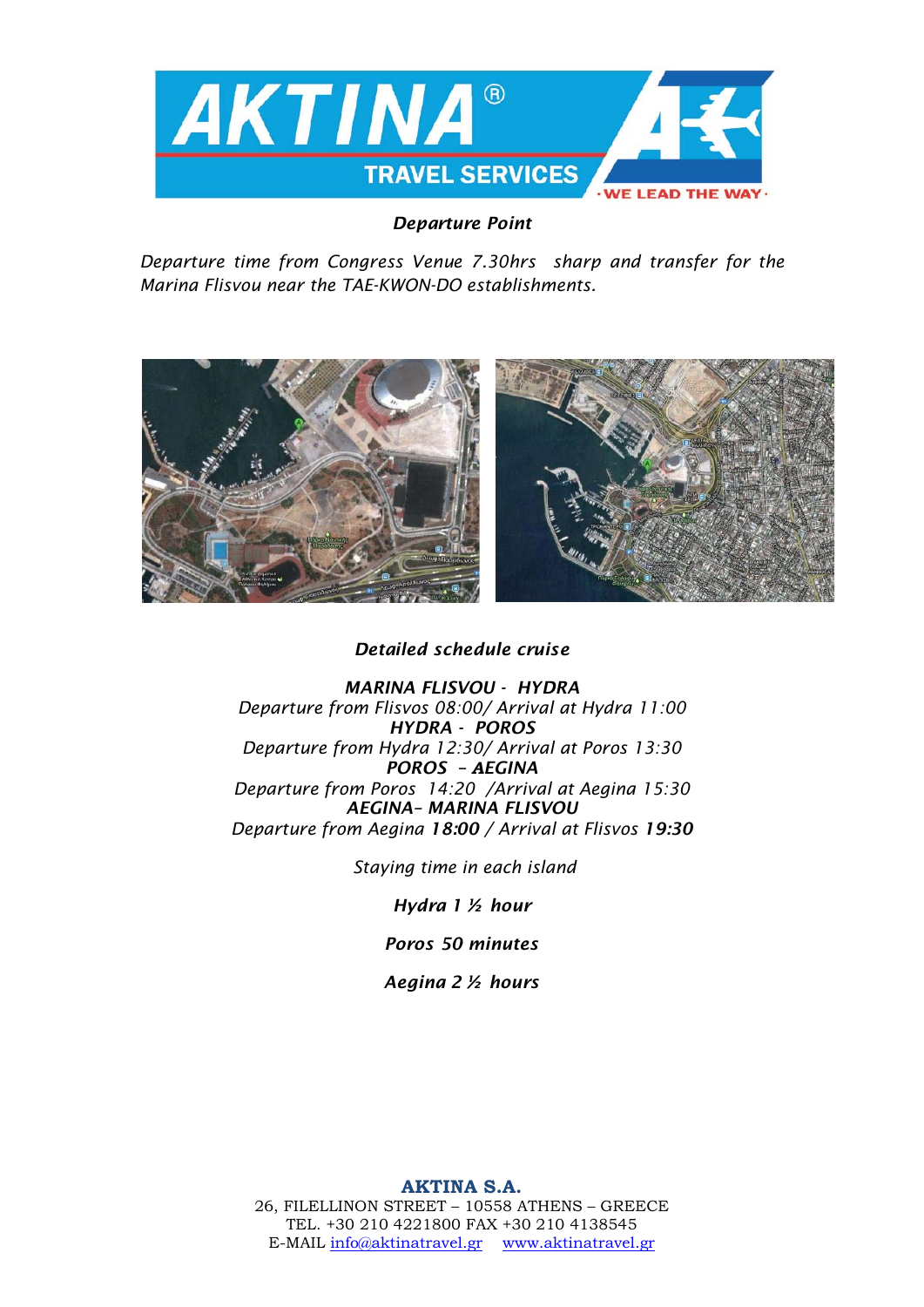**Departure Point**

*Departure time from Congress Venue 7.30hrs sharp and transfer for the Marina Flisvou near the TAE-KWON-DO establishments.*

**Detailed schedule cruise**

***MARINA FLISVOU - HYDRA***
*Departure from Flisvos 08:00/ Arrival at Hydra 11:00*
***HYDRA - POROS***
*Departure from Hydra 12:30/ Arrival at Poros 13:30*
***POROS – AEGINA***
*Departure from Poros 14:20 /Arrival at Aegina 15:30*
***AEGINA– MARINA FLISVOU***
*Departure from Aegina* ***18:00*** */ Arrival at Flisvos* ***19:30***

*Staying time in each island*

***Hydra 1 ½ hour***

***Poros 50 minutes***

***Aegina 2 ½ hours***

**AKTINA S.A.**
26, FILELLINON STREET – 10558 ATHENS – GREECE
TEL. +30 210 4221800 FAX +30 210 4138545
E-MAIL info@aktinatravel.gr www.aktinatravel.gr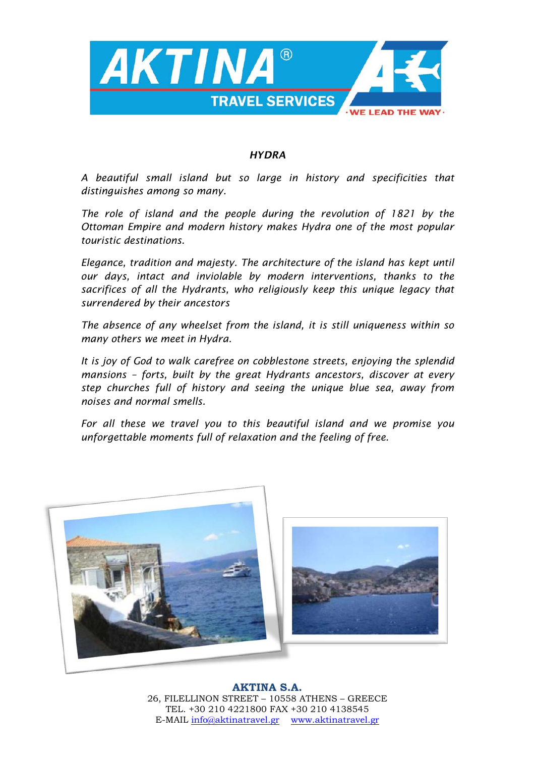# *HYDRA*

*A beautiful small island but so large in history and specificities that distinguishes among so many.*

*The role of island and the people during the revolution of 1821 by the Ottoman Empire and modern history makes Hydra one of the most popular touristic destinations.*

*Elegance, tradition and majesty. The architecture of the island has kept until our days, intact and inviolable by modern interventions, thanks to the sacrifices of all the Hydrants, who religiously keep this unique legacy that surrendered by their ancestors*

*The absence of any wheelset from the island, it is still uniqueness within so many others we meet in Hydra.*

*It is joy of God to walk carefree on cobblestone streets, enjoying the splendid mansions – forts, built by the great Hydrants ancestors, discover at every step churches full of history and seeing the unique blue sea, away from noises and normal smells.*

*For all these we travel you to this beautiful island and we promise you unforgettable moments full of relaxation and the feeling of free.*

**AKTINA S.A.**
26, FILELLINON STREET – 10558 ATHENS – GREECE
TEL. +30 210 4221800 FAX +30 210 4138545
E-MAIL info@aktinatravel.gr www.aktinatravel.gr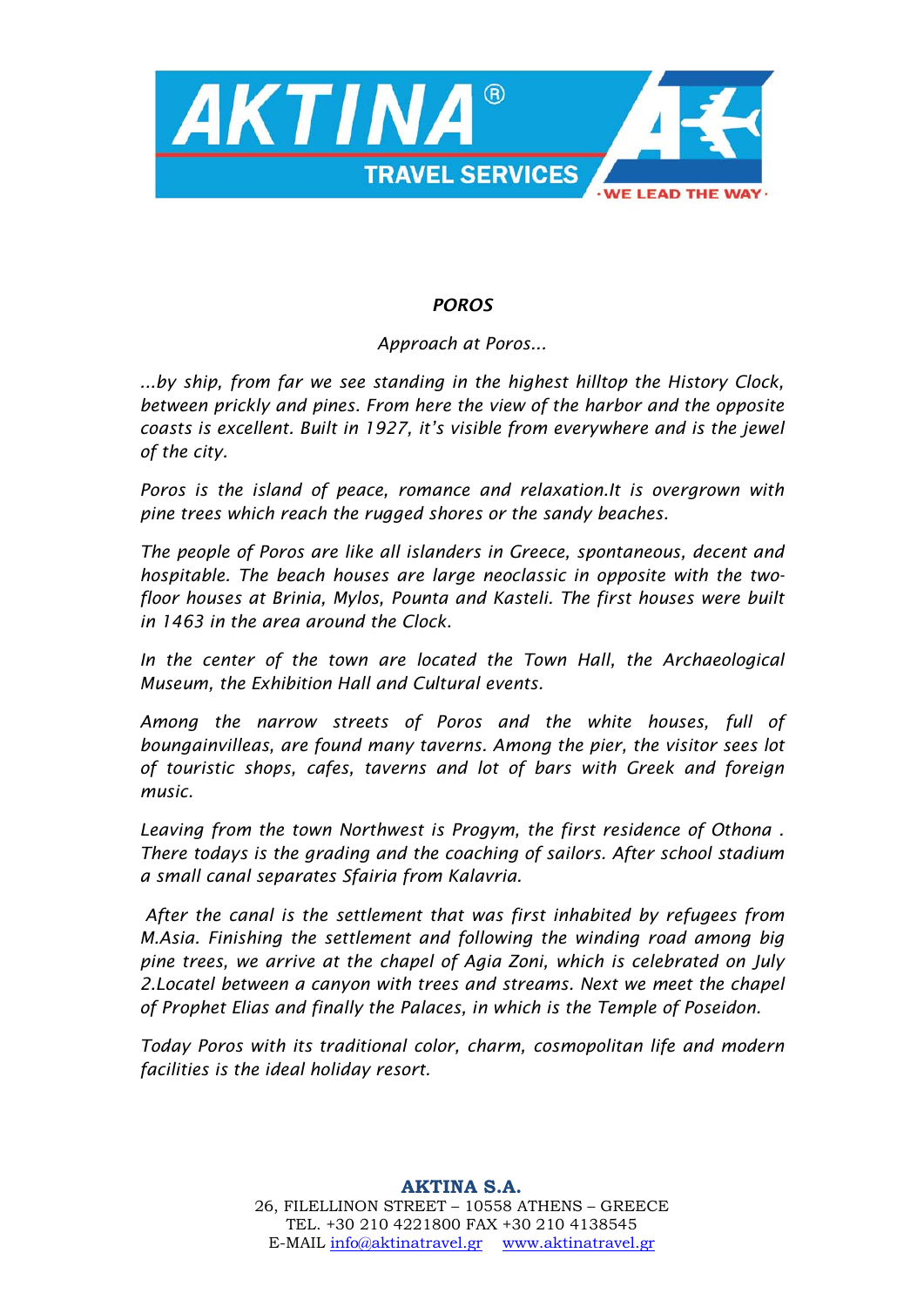# *POROS*

*Approach at Poros...*

*...by ship, from far we see standing in the highest hilltop the History Clock, between prickly and pines. From here the view of the harbor and the opposite coasts is excellent. Built in 1927, it's visible from everywhere and is the jewel of the city.*

*Poros is the island of peace, romance and relaxation.It is overgrown with pine trees which reach the rugged shores or the sandy beaches.*

*The people of Poros are like all islanders in Greece, spontaneous, decent and hospitable. The beach houses are large neoclassic in opposite with the two-floor houses at Brinia, Mylos, Pounta and Kasteli. The first houses were built in 1463 in the area around the Clock.*

*In the center of the town are located the Town Hall, the Archaeological Museum, the Exhibition Hall and Cultural events.*

*Among the narrow streets of Poros and the white houses, full of boungainvilleas, are found many taverns. Among the pier, the visitor sees lot of touristic shops, cafes, taverns and lot of bars with Greek and foreign music.*

*Leaving from the town Northwest is Progym, the first residence of Othona . There todays is the grading and the coaching of sailors. After school stadium a small canal separates Sfairia from Kalavria.*

*After the canal is the settlement that was first inhabited by refugees from M.Asia. Finishing the settlement and following the winding road among big pine trees, we arrive at the chapel of Agia Zoni, which is celebrated on July 2.Locatel between a canyon with trees and streams. Next we meet the chapel of Prophet Elias and finally the Palaces, in which is the Temple of Poseidon.*

*Today Poros with its traditional color, charm, cosmopolitan life and modern facilities is the ideal holiday resort.*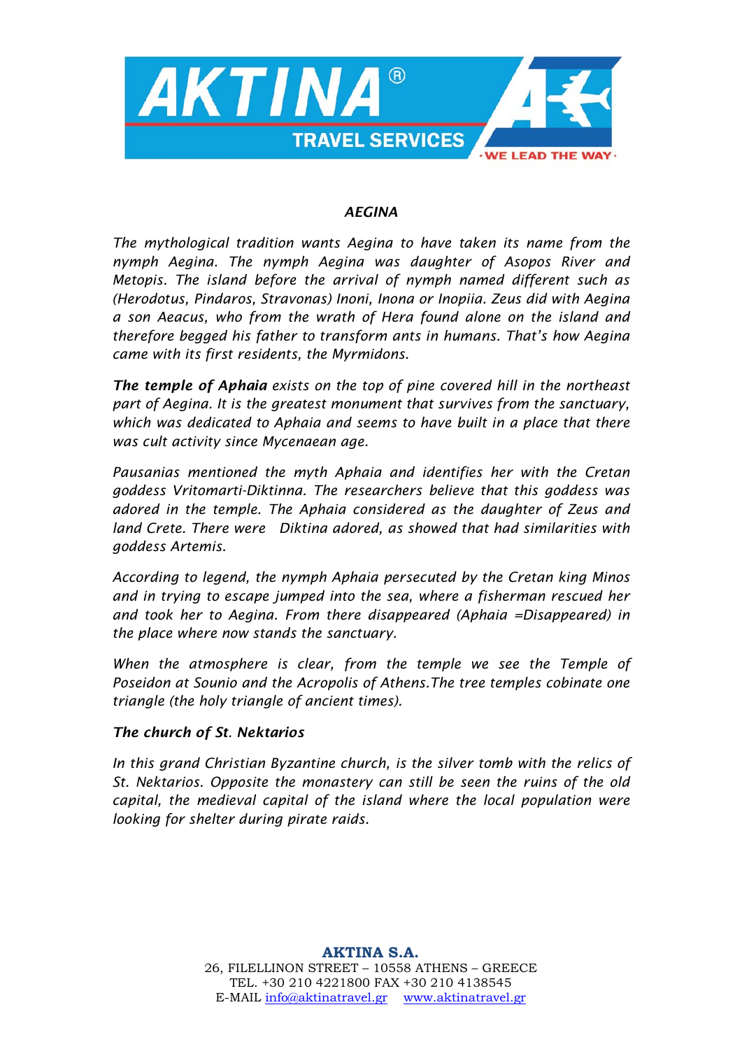# *AEGINA*

*The mythological tradition wants Aegina to have taken its name from the nymph Aegina. The nymph Aegina was daughter of Asopos River and Metopis. The island before the arrival of nymph named different such as (Herodotus, Pindaros, Stravonas) Inoni, Inona or Inopiia. Zeus did with Aegina a son Aeacus, who from the wrath of Hera found alone on the island and therefore begged his father to transform ants in humans. That's how Aegina came with its first residents, the Myrmidons.*

***The temple of Aphaia*** *exists on the top of pine covered hill in the northeast part of Aegina. It is the greatest monument that survives from the sanctuary, which was dedicated to Aphaia and seems to have built in a place that there was cult activity since Mycenaean age.*

*Pausanias mentioned the myth Aphaia and identifies her with the Cretan goddess Vritomarti-Diktinna. The researchers believe that this goddess was adored in the temple. The Aphaia considered as the daughter of Zeus and land Crete. There were Diktina adored, as showed that had similarities with goddess Artemis.*

*According to legend, the nymph Aphaia persecuted by the Cretan king Minos and in trying to escape jumped into the sea, where a fisherman rescued her and took her to Aegina. From there disappeared (Aphaia =Disappeared) in the place where now stands the sanctuary.*

*When the atmosphere is clear, from the temple we see the Temple of Poseidon at Sounio and the Acropolis of Athens.The tree temples cobinate one triangle (the holy triangle of ancient times).*

***The church of St. Nektarios***

*In this grand Christian Byzantine church, is the silver tomb with the relics of St. Nektarios. Opposite the monastery can still be seen the ruins of the old capital, the medieval capital of the island where the local population were looking for shelter during pirate raids.*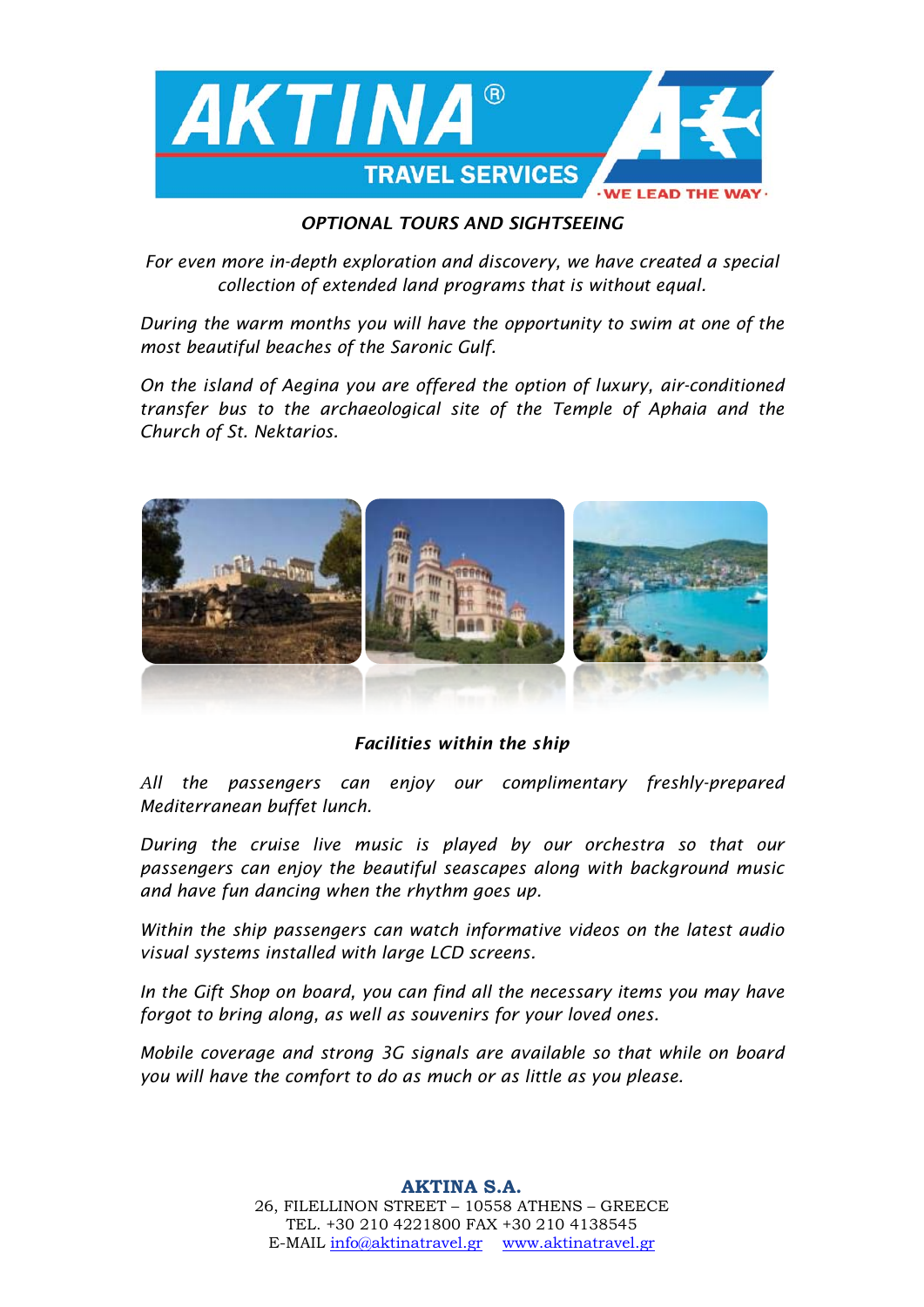*OPTIONAL TOURS AND SIGHTSEEING*

*For even more in-depth exploration and discovery, we have created a special collection of extended land programs that is without equal.*

*During the warm months you will have the opportunity to swim at one of the most beautiful beaches of the Saronic Gulf.*

*On the island of Aegina you are offered the option of luxury, air-conditioned transfer bus to the archaeological site of the Temple of Aphaia and the Church of St. Nektarios.*

***Facilities within the ship***

*All the passengers can enjoy our complimentary freshly-prepared Mediterranean buffet lunch.*

*During the cruise live music is played by our orchestra so that our passengers can enjoy the beautiful seascapes along with background music and have fun dancing when the rhythm goes up.*

*Within the ship passengers can watch informative videos on the latest audio visual systems installed with large LCD screens.*

*In the Gift Shop on board, you can find all the necessary items you may have forgot to bring along, as well as souvenirs for your loved ones.*

*Mobile coverage and strong 3G signals are available so that while on board you will have the comfort to do as much or as little as you please.*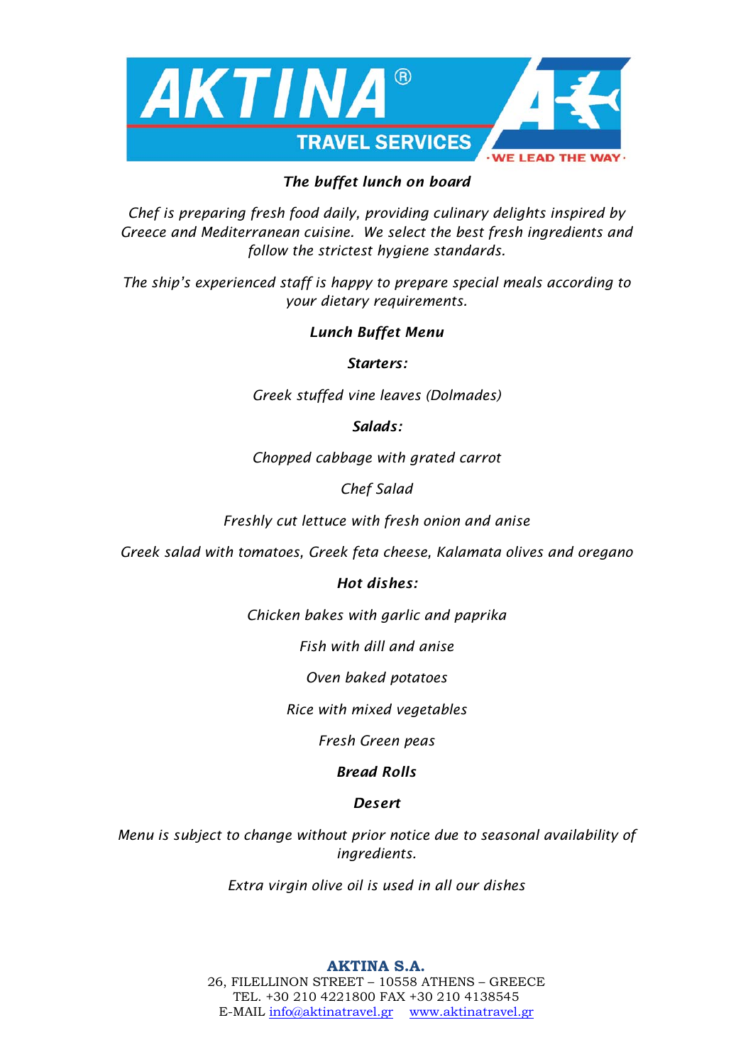AKTINA® TRAVEL SERVICES · WE LEAD THE WAY ·

## *The buffet lunch on board*

*Chef is preparing fresh food daily, providing culinary delights inspired by Greece and Mediterranean cuisine. We select the best fresh ingredients and follow the strictest hygiene standards.*

*The ship's experienced staff is happy to prepare special meals according to your dietary requirements.*

### *Lunch Buffet Menu*

***Starters:***

*Greek stuffed vine leaves (Dolmades)*

***Salads:***

*Chopped cabbage with grated carrot*

*Chef Salad*

*Freshly cut lettuce with fresh onion and anise*

*Greek salad with tomatoes, Greek feta cheese, Kalamata olives and oregano*

***Hot dishes:***

*Chicken bakes with garlic and paprika*

*Fish with dill and anise*

*Oven baked potatoes*

*Rice with mixed vegetables*

*Fresh Green peas*

***Bread Rolls***

***Desert***

*Menu is subject to change without prior notice due to seasonal availability of ingredients.*

*Extra virgin olive oil is used in all our dishes*

**AKTINA S.A.**
26, FILELLINON STREET – 10558 ATHENS – GREECE
TEL. +30 210 4221800 FAX +30 210 4138545
E-MAIL info@aktinatravel.gr www.aktinatravel.gr